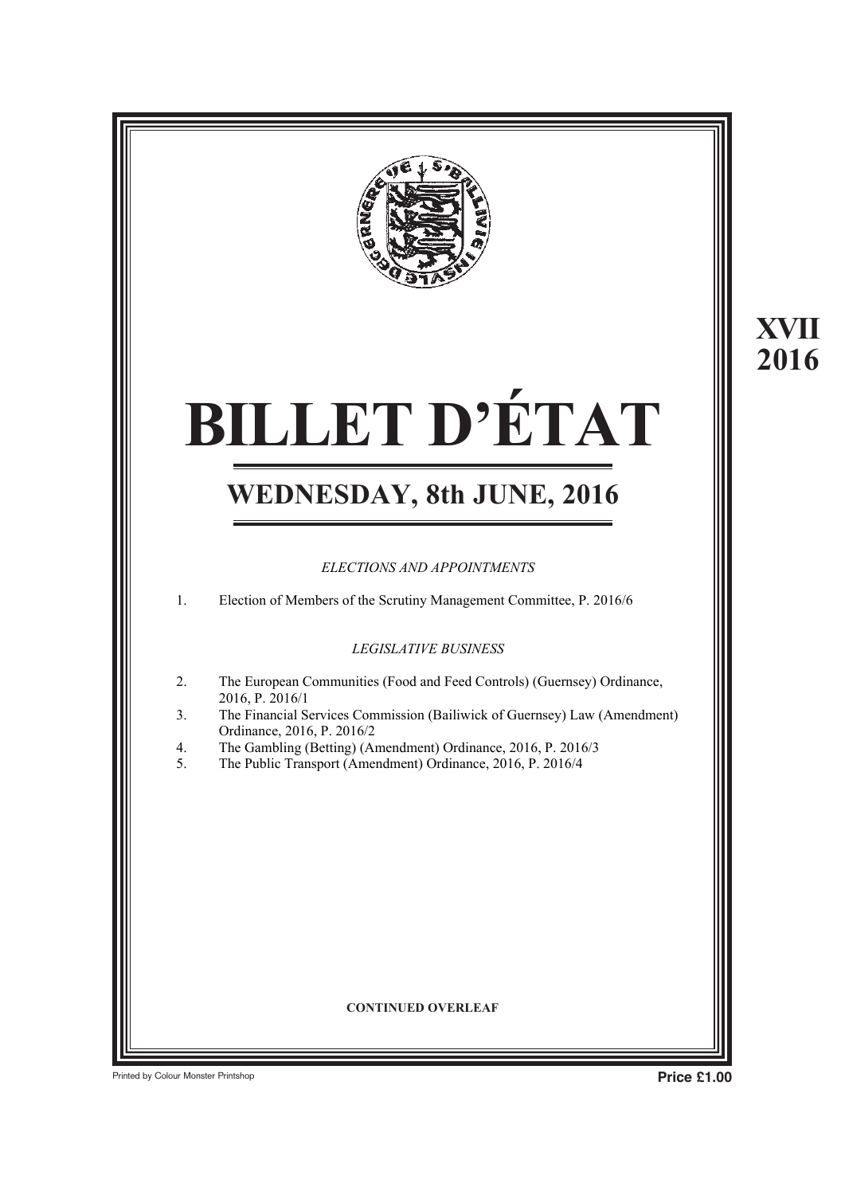XVII
2016

# BILLET D'ÉTAT

## WEDNESDAY, 8th JUNE, 2016

*ELECTIONS AND APPOINTMENTS*

1. Election of Members of the Scrutiny Management Committee, P. 2016/6

*LEGISLATIVE BUSINESS*

2. The European Communities (Food and Feed Controls) (Guernsey) Ordinance, 2016, P. 2016/1
3. The Financial Services Commission (Bailiwick of Guernsey) Law (Amendment) Ordinance, 2016, P. 2016/2
4. The Gambling (Betting) (Amendment) Ordinance, 2016, P. 2016/3
5. The Public Transport (Amendment) Ordinance, 2016, P. 2016/4

**CONTINUED OVERLEAF**

Printed by Colour Monster Printshop

**Price £1.00**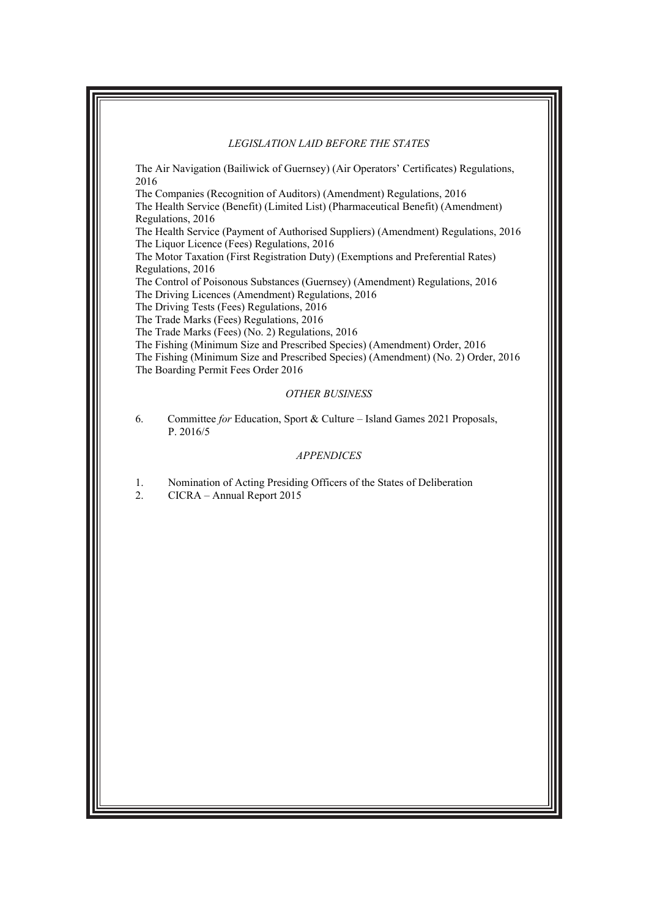*LEGISLATION LAID BEFORE THE STATES*

The Air Navigation (Bailiwick of Guernsey) (Air Operators' Certificates) Regulations, 2016
The Companies (Recognition of Auditors) (Amendment) Regulations, 2016
The Health Service (Benefit) (Limited List) (Pharmaceutical Benefit) (Amendment) Regulations, 2016
The Health Service (Payment of Authorised Suppliers) (Amendment) Regulations, 2016
The Liquor Licence (Fees) Regulations, 2016
The Motor Taxation (First Registration Duty) (Exemptions and Preferential Rates) Regulations, 2016
The Control of Poisonous Substances (Guernsey) (Amendment) Regulations, 2016
The Driving Licences (Amendment) Regulations, 2016
The Driving Tests (Fees) Regulations, 2016
The Trade Marks (Fees) Regulations, 2016
The Trade Marks (Fees) (No. 2) Regulations, 2016
The Fishing (Minimum Size and Prescribed Species) (Amendment) Order, 2016
The Fishing (Minimum Size and Prescribed Species) (Amendment) (No. 2) Order, 2016
The Boarding Permit Fees Order 2016

*OTHER BUSINESS*

6. Committee *for* Education, Sport & Culture – Island Games 2021 Proposals, P. 2016/5

*APPENDICES*

1. Nomination of Acting Presiding Officers of the States of Deliberation
2. CICRA – Annual Report 2015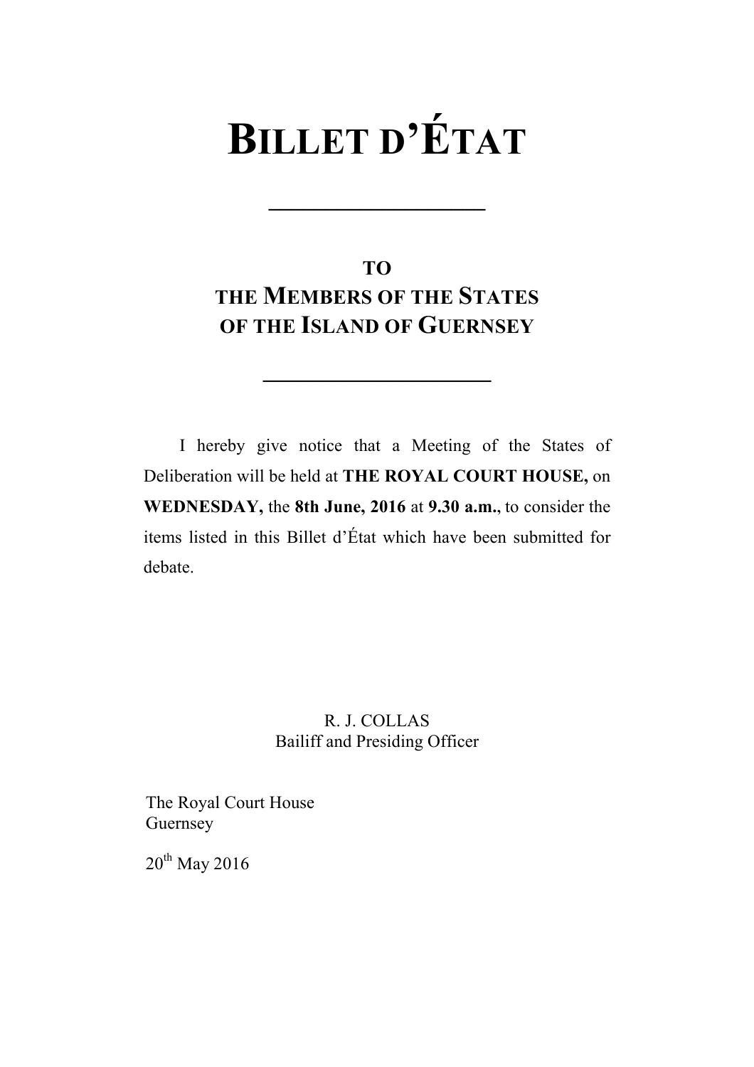# BILLET D'ÉTAT

## TO THE MEMBERS OF THE STATES OF THE ISLAND OF GUERNSEY

I hereby give notice that a Meeting of the States of Deliberation will be held at **THE ROYAL COURT HOUSE,** on **WEDNESDAY,** the **8th June, 2016** at **9.30 a.m.**, to consider the items listed in this Billet d'État which have been submitted for debate.

R. J. COLLAS
Bailiff and Presiding Officer

The Royal Court House
Guernsey

20th May 2016